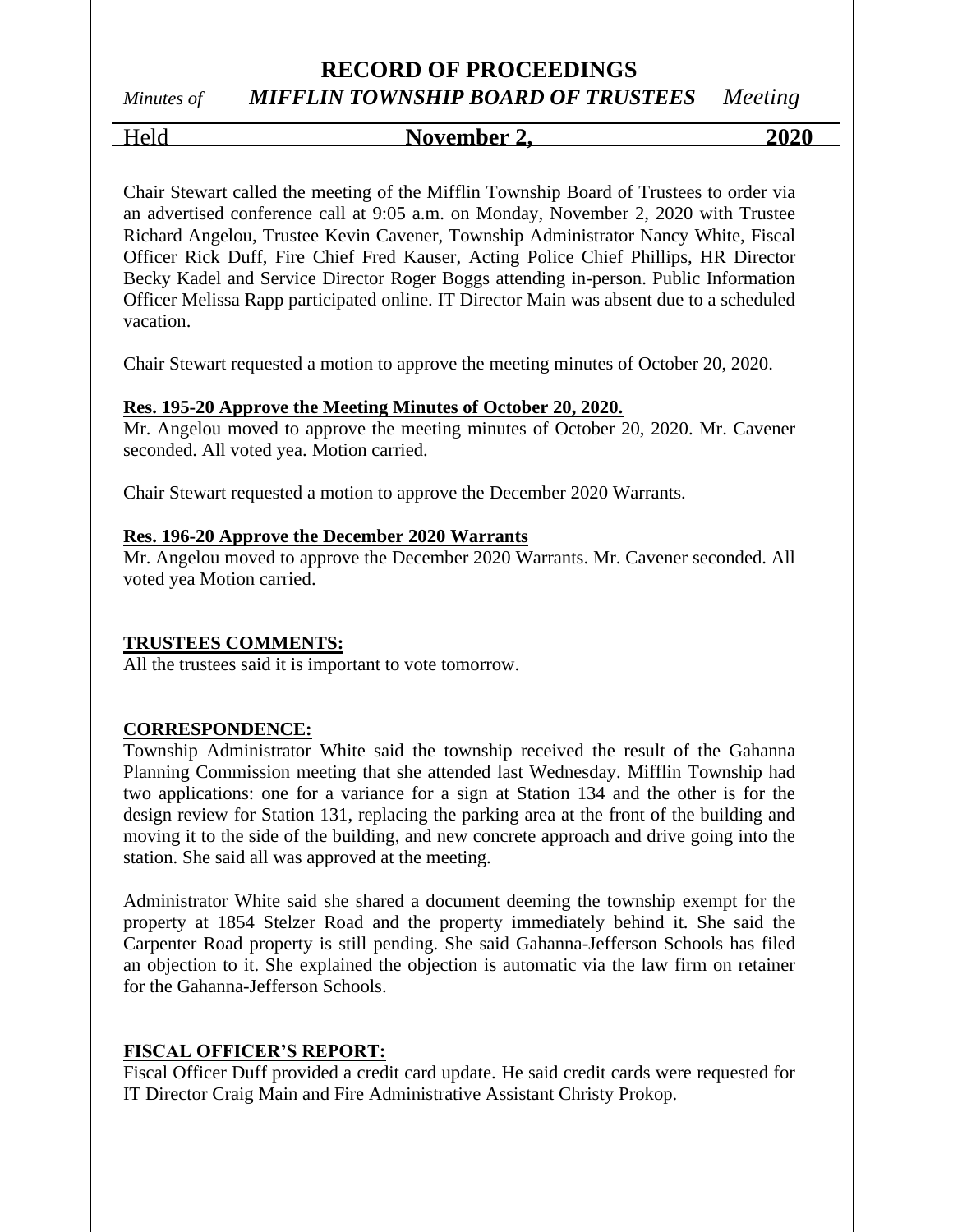# RECORD OF PROCEEDINGS

*Minutes of* ***MIFFLIN TOWNSHIP BOARD OF TRUSTEES*** *Meeting*

Held **November 2, 2020**

Chair Stewart called the meeting of the Mifflin Township Board of Trustees to order via an advertised conference call at 9:05 a.m. on Monday, November 2, 2020 with Trustee Richard Angelou, Trustee Kevin Cavener, Township Administrator Nancy White, Fiscal Officer Rick Duff, Fire Chief Fred Kauser, Acting Police Chief Phillips, HR Director Becky Kadel and Service Director Roger Boggs attending in-person. Public Information Officer Melissa Rapp participated online. IT Director Main was absent due to a scheduled vacation.

Chair Stewart requested a motion to approve the meeting minutes of October 20, 2020.

**Res. 195-20 Approve the Meeting Minutes of October 20, 2020.**
Mr. Angelou moved to approve the meeting minutes of October 20, 2020. Mr. Cavener seconded. All voted yea. Motion carried.

Chair Stewart requested a motion to approve the December 2020 Warrants.

**Res. 196-20 Approve the December 2020 Warrants**
Mr. Angelou moved to approve the December 2020 Warrants. Mr. Cavener seconded. All voted yea Motion carried.

**TRUSTEES COMMENTS:**
All the trustees said it is important to vote tomorrow.

**CORRESPONDENCE:**
Township Administrator White said the township received the result of the Gahanna Planning Commission meeting that she attended last Wednesday. Mifflin Township had two applications: one for a variance for a sign at Station 134 and the other is for the design review for Station 131, replacing the parking area at the front of the building and moving it to the side of the building, and new concrete approach and drive going into the station. She said all was approved at the meeting.

Administrator White said she shared a document deeming the township exempt for the property at 1854 Stelzer Road and the property immediately behind it. She said the Carpenter Road property is still pending. She said Gahanna-Jefferson Schools has filed an objection to it. She explained the objection is automatic via the law firm on retainer for the Gahanna-Jefferson Schools.

**FISCAL OFFICER'S REPORT:**
Fiscal Officer Duff provided a credit card update. He said credit cards were requested for IT Director Craig Main and Fire Administrative Assistant Christy Prokop.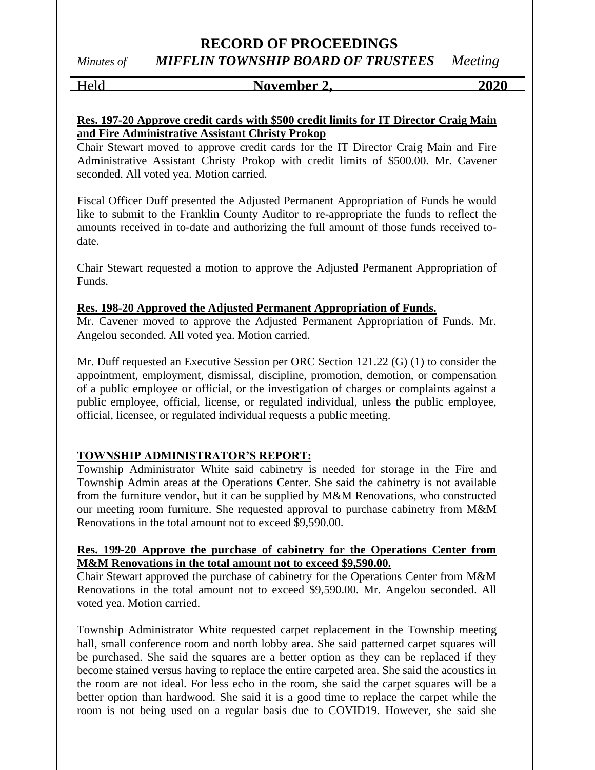**Res. 197-20 Approve credit cards with $500 credit limits for IT Director Craig Main and Fire Administrative Assistant Christy Prokop**

Chair Stewart moved to approve credit cards for the IT Director Craig Main and Fire Administrative Assistant Christy Prokop with credit limits of $500.00. Mr. Cavener seconded. All voted yea. Motion carried.

Fiscal Officer Duff presented the Adjusted Permanent Appropriation of Funds he would like to submit to the Franklin County Auditor to re-appropriate the funds to reflect the amounts received in to-date and authorizing the full amount of those funds received to-date.

Chair Stewart requested a motion to approve the Adjusted Permanent Appropriation of Funds.

**Res. 198-20 Approved the Adjusted Permanent Appropriation of Funds.**

Mr. Cavener moved to approve the Adjusted Permanent Appropriation of Funds. Mr. Angelou seconded. All voted yea. Motion carried.

Mr. Duff requested an Executive Session per ORC Section 121.22 (G) (1) to consider the appointment, employment, dismissal, discipline, promotion, demotion, or compensation of a public employee or official, or the investigation of charges or complaints against a public employee, official, license, or regulated individual, unless the public employee, official, licensee, or regulated individual requests a public meeting.

**TOWNSHIP ADMINISTRATOR'S REPORT:**

Township Administrator White said cabinetry is needed for storage in the Fire and Township Admin areas at the Operations Center. She said the cabinetry is not available from the furniture vendor, but it can be supplied by M&M Renovations, who constructed our meeting room furniture. She requested approval to purchase cabinetry from M&M Renovations in the total amount not to exceed $9,590.00.

**Res. 199-20 Approve the purchase of cabinetry for the Operations Center from M&M Renovations in the total amount not to exceed $9,590.00.**

Chair Stewart approved the purchase of cabinetry for the Operations Center from M&M Renovations in the total amount not to exceed $9,590.00. Mr. Angelou seconded. All voted yea. Motion carried.

Township Administrator White requested carpet replacement in the Township meeting hall, small conference room and north lobby area. She said patterned carpet squares will be purchased. She said the squares are a better option as they can be replaced if they become stained versus having to replace the entire carpeted area. She said the acoustics in the room are not ideal. For less echo in the room, she said the carpet squares will be a better option than hardwood. She said it is a good time to replace the carpet while the room is not being used on a regular basis due to COVID19. However, she said she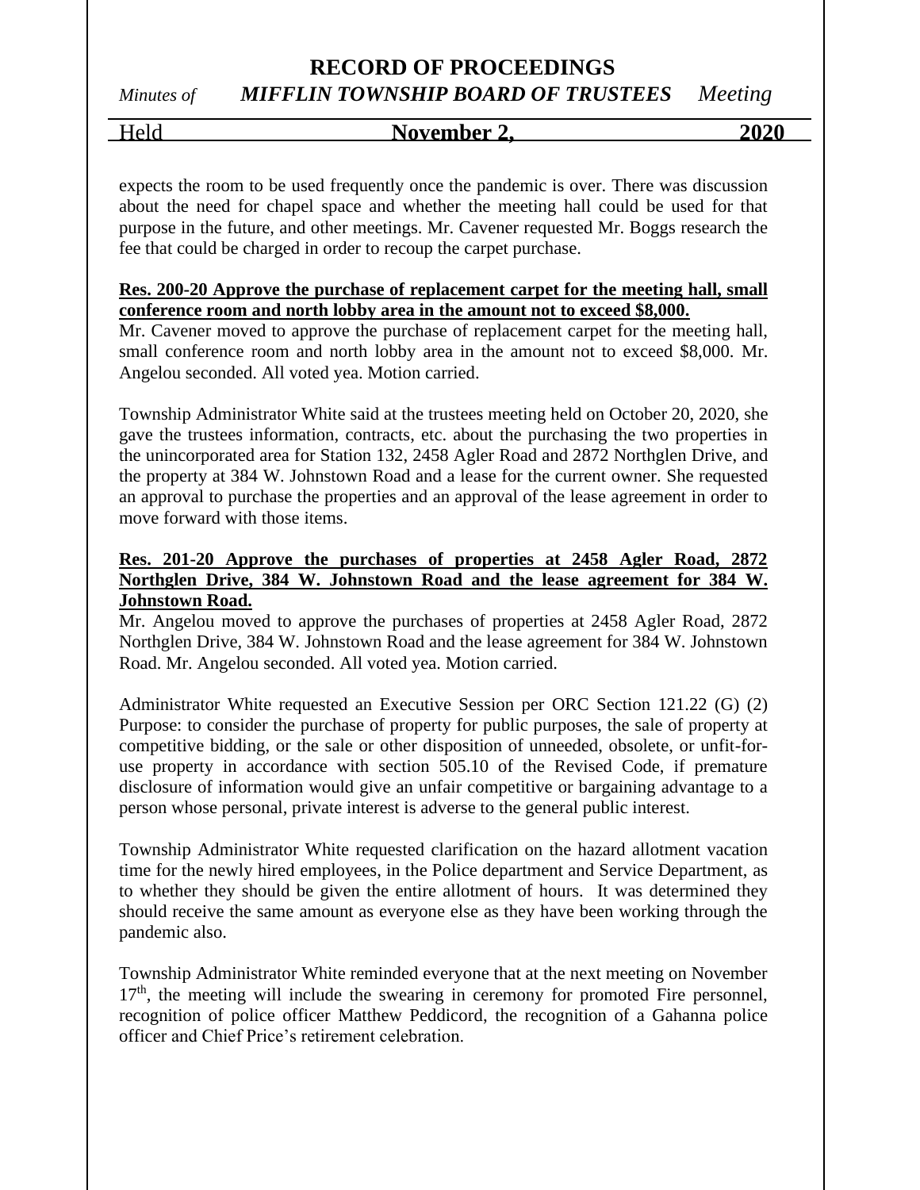expects the room to be used frequently once the pandemic is over. There was discussion about the need for chapel space and whether the meeting hall could be used for that purpose in the future, and other meetings. Mr. Cavener requested Mr. Boggs research the fee that could be charged in order to recoup the carpet purchase.

**Res. 200-20 Approve the purchase of replacement carpet for the meeting hall, small conference room and north lobby area in the amount not to exceed $8,000.**

Mr. Cavener moved to approve the purchase of replacement carpet for the meeting hall, small conference room and north lobby area in the amount not to exceed $8,000. Mr. Angelou seconded. All voted yea. Motion carried.

Township Administrator White said at the trustees meeting held on October 20, 2020, she gave the trustees information, contracts, etc. about the purchasing the two properties in the unincorporated area for Station 132, 2458 Agler Road and 2872 Northglen Drive, and the property at 384 W. Johnstown Road and a lease for the current owner. She requested an approval to purchase the properties and an approval of the lease agreement in order to move forward with those items.

**Res. 201-20 Approve the purchases of properties at 2458 Agler Road, 2872 Northglen Drive, 384 W. Johnstown Road and the lease agreement for 384 W. Johnstown Road.**

Mr. Angelou moved to approve the purchases of properties at 2458 Agler Road, 2872 Northglen Drive, 384 W. Johnstown Road and the lease agreement for 384 W. Johnstown Road. Mr. Angelou seconded. All voted yea. Motion carried.

Administrator White requested an Executive Session per ORC Section 121.22 (G) (2) Purpose: to consider the purchase of property for public purposes, the sale of property at competitive bidding, or the sale or other disposition of unneeded, obsolete, or unfit-for-use property in accordance with section 505.10 of the Revised Code, if premature disclosure of information would give an unfair competitive or bargaining advantage to a person whose personal, private interest is adverse to the general public interest.

Township Administrator White requested clarification on the hazard allotment vacation time for the newly hired employees, in the Police department and Service Department, as to whether they should be given the entire allotment of hours. It was determined they should receive the same amount as everyone else as they have been working through the pandemic also.

Township Administrator White reminded everyone that at the next meeting on November 17th, the meeting will include the swearing in ceremony for promoted Fire personnel, recognition of police officer Matthew Peddicord, the recognition of a Gahanna police officer and Chief Price's retirement celebration.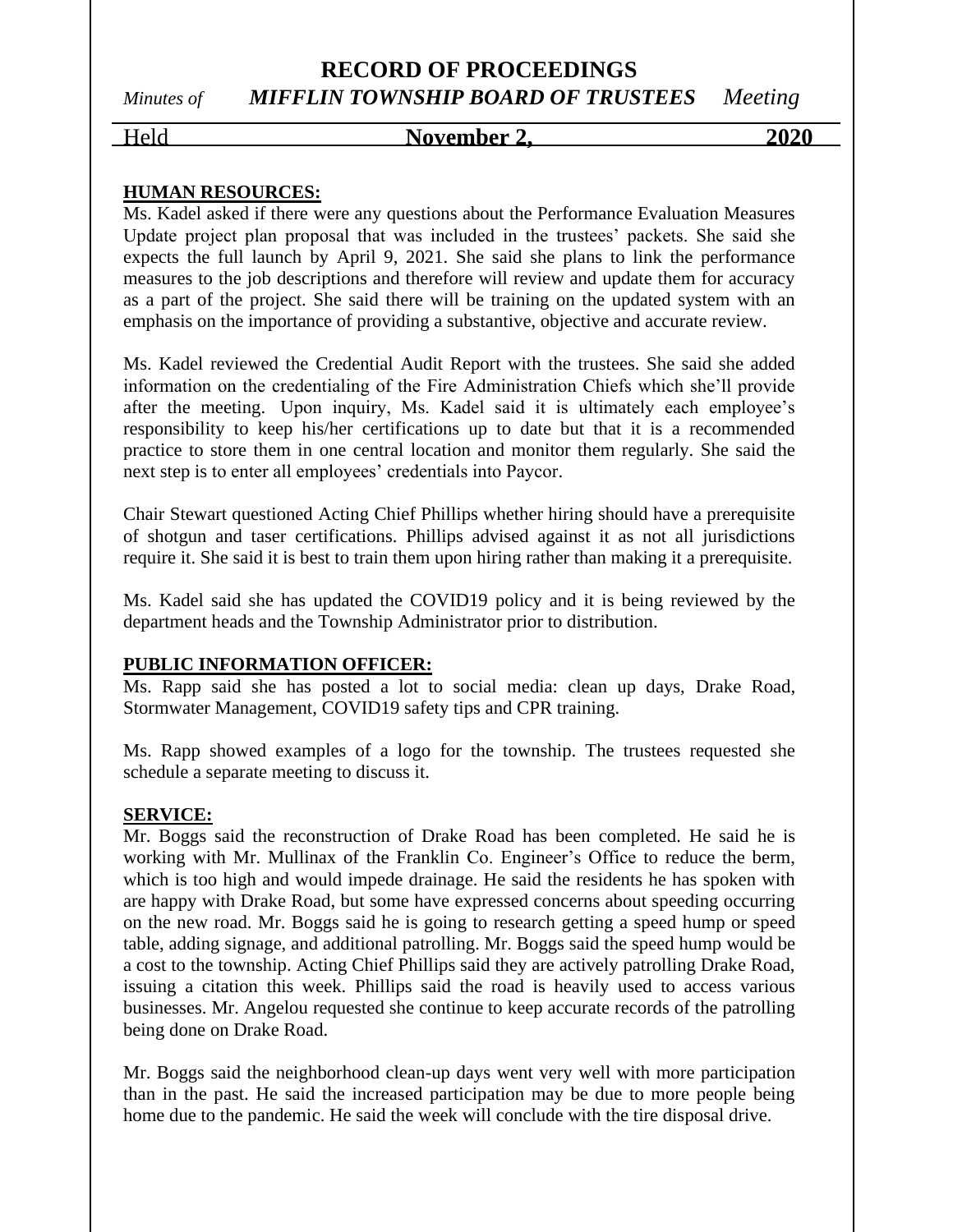**HUMAN RESOURCES:**

Ms. Kadel asked if there were any questions about the Performance Evaluation Measures Update project plan proposal that was included in the trustees' packets. She said she expects the full launch by April 9, 2021. She said she plans to link the performance measures to the job descriptions and therefore will review and update them for accuracy as a part of the project. She said there will be training on the updated system with an emphasis on the importance of providing a substantive, objective and accurate review.

Ms. Kadel reviewed the Credential Audit Report with the trustees. She said she added information on the credentialing of the Fire Administration Chiefs which she'll provide after the meeting. Upon inquiry, Ms. Kadel said it is ultimately each employee's responsibility to keep his/her certifications up to date but that it is a recommended practice to store them in one central location and monitor them regularly. She said the next step is to enter all employees' credentials into Paycor.

Chair Stewart questioned Acting Chief Phillips whether hiring should have a prerequisite of shotgun and taser certifications. Phillips advised against it as not all jurisdictions require it. She said it is best to train them upon hiring rather than making it a prerequisite.

Ms. Kadel said she has updated the COVID19 policy and it is being reviewed by the department heads and the Township Administrator prior to distribution.

**PUBLIC INFORMATION OFFICER:**

Ms. Rapp said she has posted a lot to social media: clean up days, Drake Road, Stormwater Management, COVID19 safety tips and CPR training.

Ms. Rapp showed examples of a logo for the township. The trustees requested she schedule a separate meeting to discuss it.

**SERVICE:**

Mr. Boggs said the reconstruction of Drake Road has been completed. He said he is working with Mr. Mullinax of the Franklin Co. Engineer's Office to reduce the berm, which is too high and would impede drainage. He said the residents he has spoken with are happy with Drake Road, but some have expressed concerns about speeding occurring on the new road. Mr. Boggs said he is going to research getting a speed hump or speed table, adding signage, and additional patrolling. Mr. Boggs said the speed hump would be a cost to the township. Acting Chief Phillips said they are actively patrolling Drake Road, issuing a citation this week. Phillips said the road is heavily used to access various businesses. Mr. Angelou requested she continue to keep accurate records of the patrolling being done on Drake Road.

Mr. Boggs said the neighborhood clean-up days went very well with more participation than in the past. He said the increased participation may be due to more people being home due to the pandemic. He said the week will conclude with the tire disposal drive.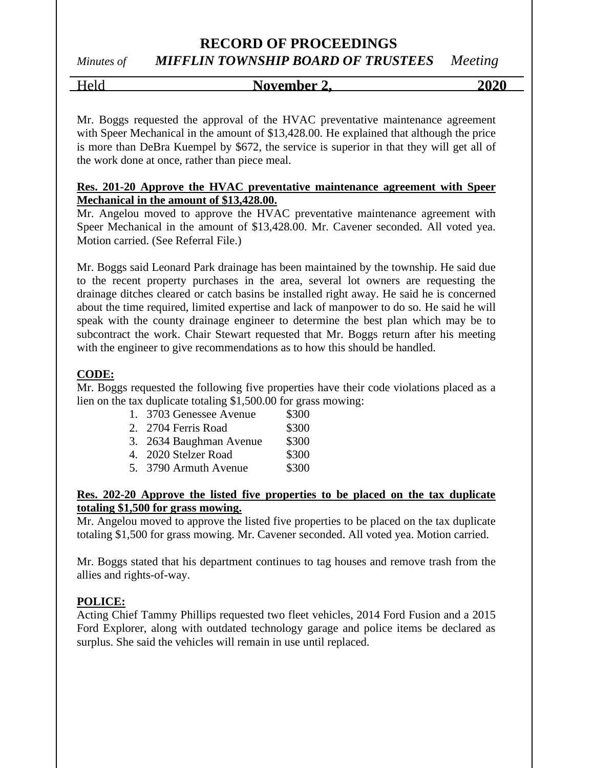Mr. Boggs requested the approval of the HVAC preventative maintenance agreement with Speer Mechanical in the amount of $13,428.00. He explained that although the price is more than DeBra Kuempel by $672, the service is superior in that they will get all of the work done at once, rather than piece meal.

**Res. 201-20 Approve the HVAC preventative maintenance agreement with Speer Mechanical in the amount of $13,428.00.**
Mr. Angelou moved to approve the HVAC preventative maintenance agreement with Speer Mechanical in the amount of $13,428.00. Mr. Cavener seconded. All voted yea. Motion carried. (See Referral File.)

Mr. Boggs said Leonard Park drainage has been maintained by the township. He said due to the recent property purchases in the area, several lot owners are requesting the drainage ditches cleared or catch basins be installed right away. He said he is concerned about the time required, limited expertise and lack of manpower to do so. He said he will speak with the county drainage engineer to determine the best plan which may be to subcontract the work. Chair Stewart requested that Mr. Boggs return after his meeting with the engineer to give recommendations as to how this should be handled.

**CODE:**
Mr. Boggs requested the following five properties have their code violations placed as a lien on the tax duplicate totaling $1,500.00 for grass mowing:

1. 3703 Genessee Avenue $300
2. 2704 Ferris Road $300
3. 2634 Baughman Avenue $300
4. 2020 Stelzer Road $300
5. 3790 Armuth Avenue $300

**Res. 202-20 Approve the listed five properties to be placed on the tax duplicate totaling $1,500 for grass mowing.**
Mr. Angelou moved to approve the listed five properties to be placed on the tax duplicate totaling $1,500 for grass mowing. Mr. Cavener seconded. All voted yea. Motion carried.

Mr. Boggs stated that his department continues to tag houses and remove trash from the allies and rights-of-way.

**POLICE:**
Acting Chief Tammy Phillips requested two fleet vehicles, 2014 Ford Fusion and a 2015 Ford Explorer, along with outdated technology garage and police items be declared as surplus. She said the vehicles will remain in use until replaced.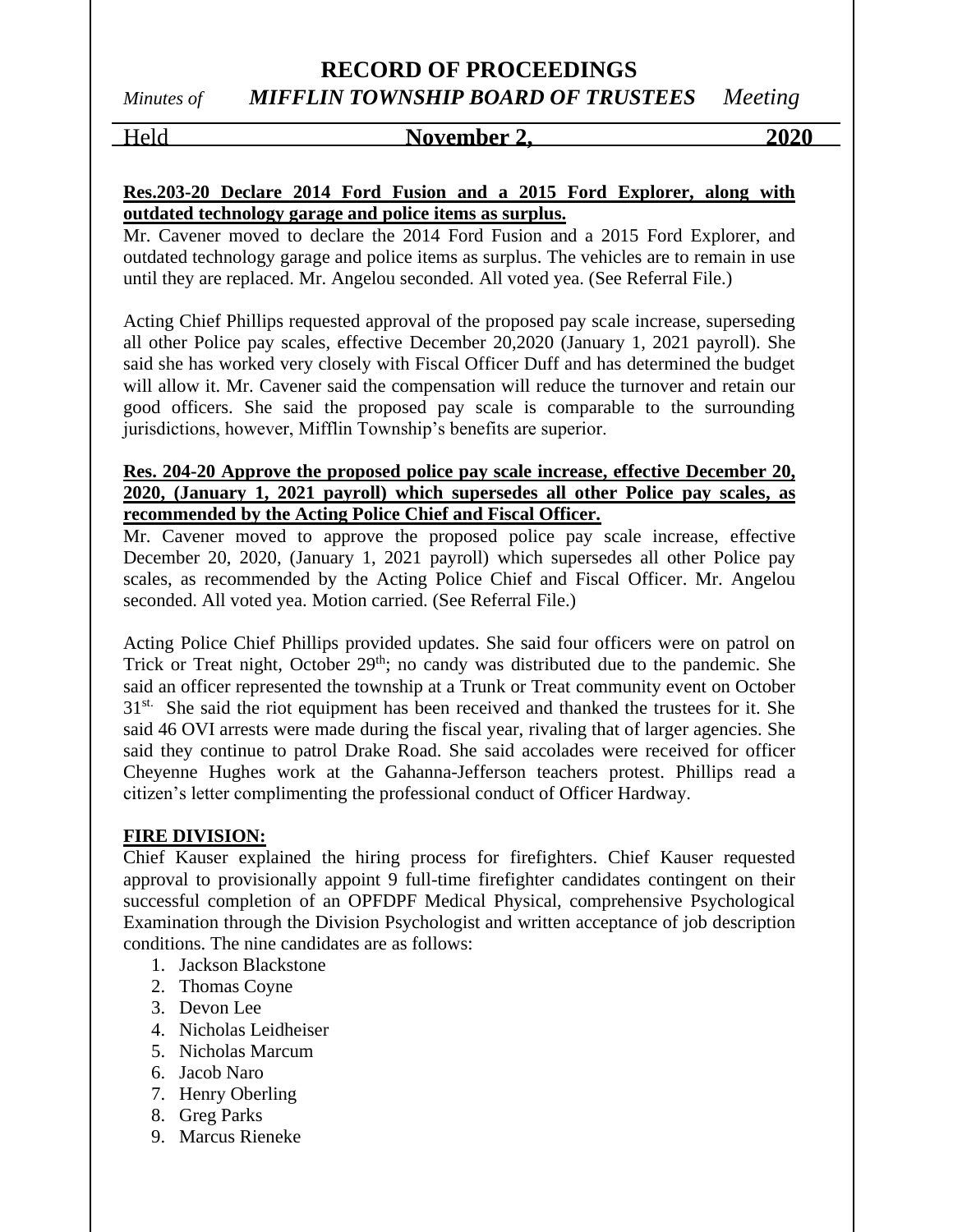**Res.203-20 Declare 2014 Ford Fusion and a 2015 Ford Explorer, along with outdated technology garage and police items as surplus.**

Mr. Cavener moved to declare the 2014 Ford Fusion and a 2015 Ford Explorer, and outdated technology garage and police items as surplus. The vehicles are to remain in use until they are replaced. Mr. Angelou seconded. All voted yea. (See Referral File.)

Acting Chief Phillips requested approval of the proposed pay scale increase, superseding all other Police pay scales, effective December 20,2020 (January 1, 2021 payroll). She said she has worked very closely with Fiscal Officer Duff and has determined the budget will allow it. Mr. Cavener said the compensation will reduce the turnover and retain our good officers. She said the proposed pay scale is comparable to the surrounding jurisdictions, however, Mifflin Township's benefits are superior.

**Res. 204-20 Approve the proposed police pay scale increase, effective December 20, 2020, (January 1, 2021 payroll) which supersedes all other Police pay scales, as recommended by the Acting Police Chief and Fiscal Officer.**

Mr. Cavener moved to approve the proposed police pay scale increase, effective December 20, 2020, (January 1, 2021 payroll) which supersedes all other Police pay scales, as recommended by the Acting Police Chief and Fiscal Officer. Mr. Angelou seconded. All voted yea. Motion carried. (See Referral File.)

Acting Police Chief Phillips provided updates. She said four officers were on patrol on Trick or Treat night, October 29th; no candy was distributed due to the pandemic. She said an officer represented the township at a Trunk or Treat community event on October 31st. She said the riot equipment has been received and thanked the trustees for it. She said 46 OVI arrests were made during the fiscal year, rivaling that of larger agencies. She said they continue to patrol Drake Road. She said accolades were received for officer Cheyenne Hughes work at the Gahanna-Jefferson teachers protest. Phillips read a citizen's letter complimenting the professional conduct of Officer Hardway.

**FIRE DIVISION:**

Chief Kauser explained the hiring process for firefighters. Chief Kauser requested approval to provisionally appoint 9 full-time firefighter candidates contingent on their successful completion of an OPFDPF Medical Physical, comprehensive Psychological Examination through the Division Psychologist and written acceptance of job description conditions. The nine candidates are as follows:

1. Jackson Blackstone
2. Thomas Coyne
3. Devon Lee
4. Nicholas Leidheiser
5. Nicholas Marcum
6. Jacob Naro
7. Henry Oberling
8. Greg Parks
9. Marcus Rieneke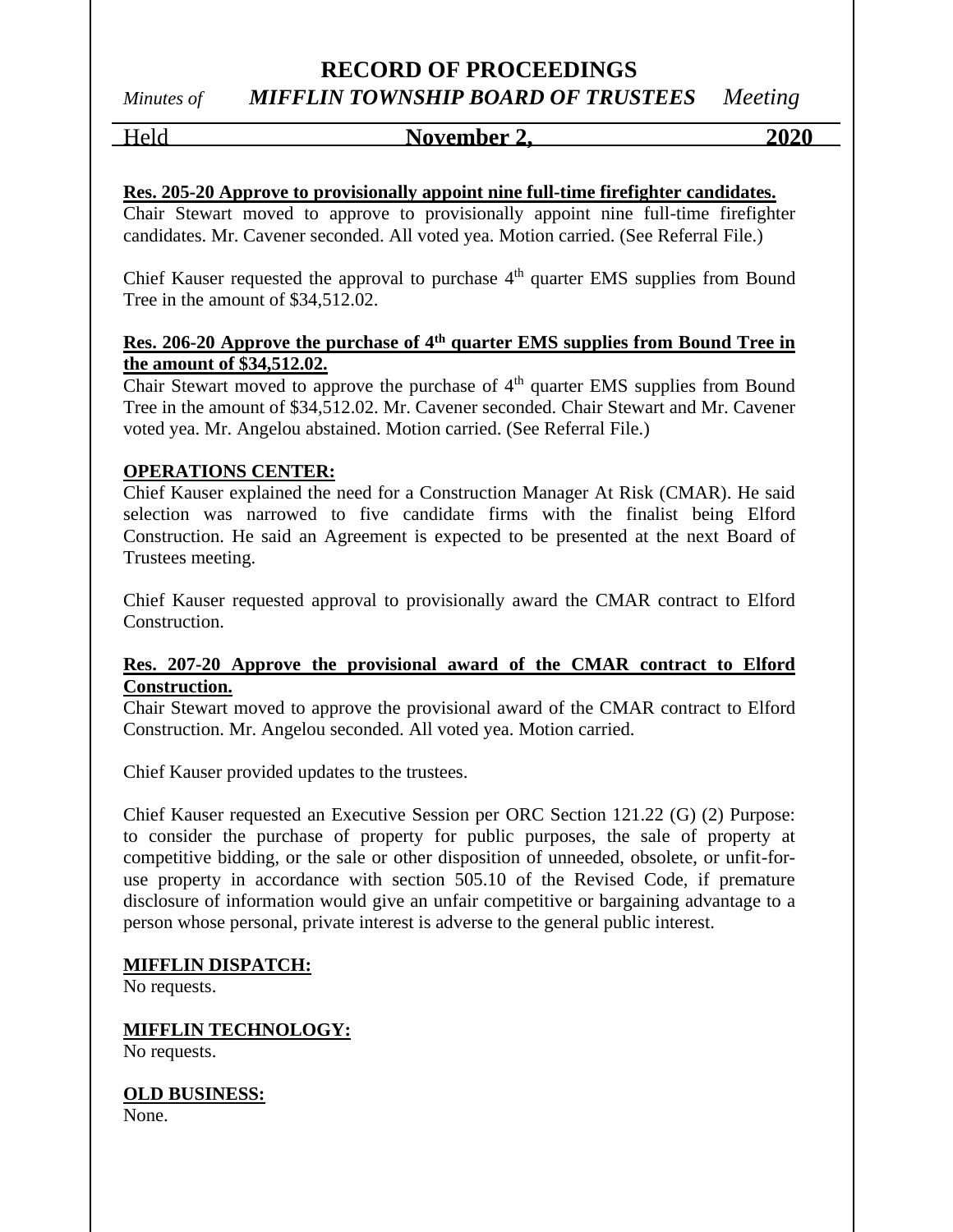**Res. 205-20 Approve to provisionally appoint nine full-time firefighter candidates.**
Chair Stewart moved to approve to provisionally appoint nine full-time firefighter candidates. Mr. Cavener seconded. All voted yea. Motion carried. (See Referral File.)

Chief Kauser requested the approval to purchase 4th quarter EMS supplies from Bound Tree in the amount of $34,512.02.

**Res. 206-20 Approve the purchase of 4th quarter EMS supplies from Bound Tree in the amount of $34,512.02.**
Chair Stewart moved to approve the purchase of 4th quarter EMS supplies from Bound Tree in the amount of $34,512.02. Mr. Cavener seconded. Chair Stewart and Mr. Cavener voted yea. Mr. Angelou abstained. Motion carried. (See Referral File.)

**OPERATIONS CENTER:**
Chief Kauser explained the need for a Construction Manager At Risk (CMAR). He said selection was narrowed to five candidate firms with the finalist being Elford Construction. He said an Agreement is expected to be presented at the next Board of Trustees meeting.

Chief Kauser requested approval to provisionally award the CMAR contract to Elford Construction.

**Res. 207-20 Approve the provisional award of the CMAR contract to Elford Construction.**
Chair Stewart moved to approve the provisional award of the CMAR contract to Elford Construction. Mr. Angelou seconded. All voted yea. Motion carried.

Chief Kauser provided updates to the trustees.

Chief Kauser requested an Executive Session per ORC Section 121.22 (G) (2) Purpose: to consider the purchase of property for public purposes, the sale of property at competitive bidding, or the sale or other disposition of unneeded, obsolete, or unfit-for-use property in accordance with section 505.10 of the Revised Code, if premature disclosure of information would give an unfair competitive or bargaining advantage to a person whose personal, private interest is adverse to the general public interest.

**MIFFLIN DISPATCH:**
No requests.

**MIFFLIN TECHNOLOGY:**
No requests.

**OLD BUSINESS:**
None.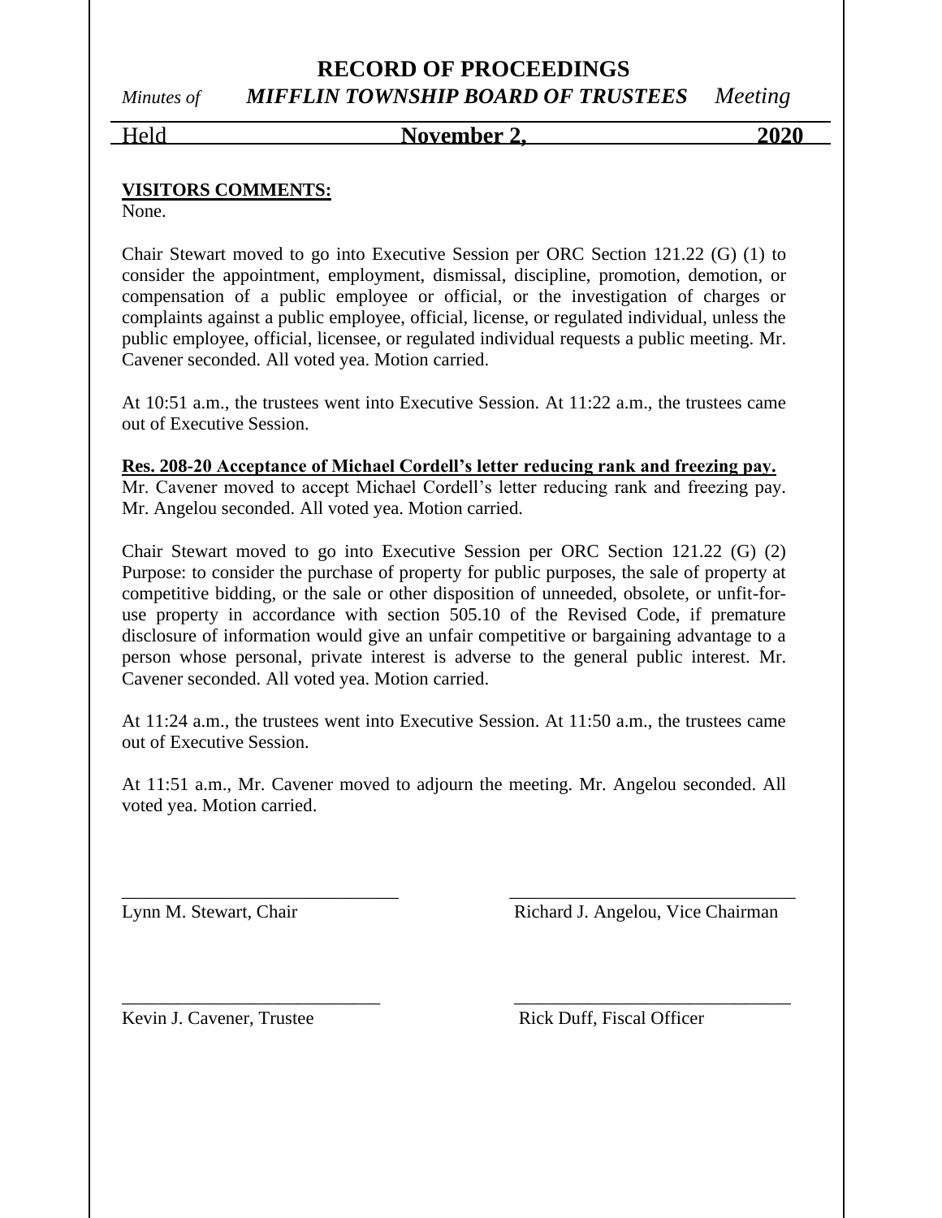**VISITORS COMMENTS:**
None.

Chair Stewart moved to go into Executive Session per ORC Section 121.22 (G) (1) to consider the appointment, employment, dismissal, discipline, promotion, demotion, or compensation of a public employee or official, or the investigation of charges or complaints against a public employee, official, license, or regulated individual, unless the public employee, official, licensee, or regulated individual requests a public meeting. Mr. Cavener seconded. All voted yea. Motion carried.

At 10:51 a.m., the trustees went into Executive Session. At 11:22 a.m., the trustees came out of Executive Session.

**Res. 208-20 Acceptance of Michael Cordell's letter reducing rank and freezing pay.**
Mr. Cavener moved to accept Michael Cordell's letter reducing rank and freezing pay. Mr. Angelou seconded. All voted yea. Motion carried.

Chair Stewart moved to go into Executive Session per ORC Section 121.22 (G) (2) Purpose: to consider the purchase of property for public purposes, the sale of property at competitive bidding, or the sale or other disposition of unneeded, obsolete, or unfit-for-use property in accordance with section 505.10 of the Revised Code, if premature disclosure of information would give an unfair competitive or bargaining advantage to a person whose personal, private interest is adverse to the general public interest. Mr. Cavener seconded. All voted yea. Motion carried.

At 11:24 a.m., the trustees went into Executive Session. At 11:50 a.m., the trustees came out of Executive Session.

At 11:51 a.m., Mr. Cavener moved to adjourn the meeting. Mr. Angelou seconded. All voted yea. Motion carried.

_______________________________ Lynn M. Stewart, Chair

_______________________________ Richard J. Angelou, Vice Chairman

_______________________________ Kevin J. Cavener, Trustee

_______________________________ Rick Duff, Fiscal Officer